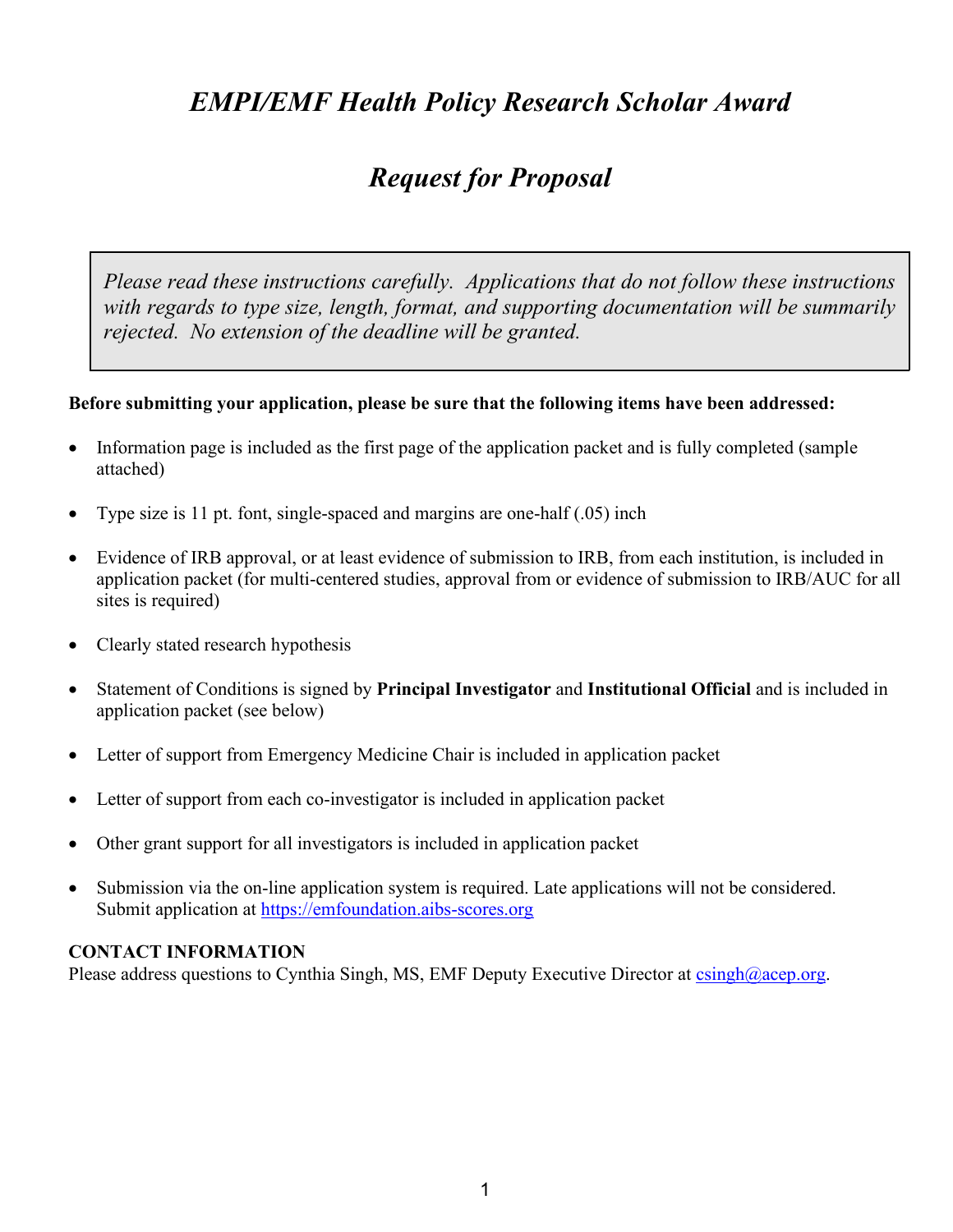# *EMPI/EMF Health Policy Research Scholar Award*

## *Request for Proposal*

> *Please read these instructions carefully. Applications that do not follow these instructions with regards to type size, length, format, and supporting documentation will be summarily rejected. No extension of the deadline will be granted.*

**Before submitting your application, please be sure that the following items have been addressed:**

- Information page is included as the first page of the application packet and is fully completed (sample attached)
- Type size is 11 pt. font, single-spaced and margins are one-half (.05) inch
- Evidence of IRB approval, or at least evidence of submission to IRB, from each institution, is included in application packet (for multi-centered studies, approval from or evidence of submission to IRB/AUC for all sites is required)
- Clearly stated research hypothesis
- Statement of Conditions is signed by **Principal Investigator** and **Institutional Official** and is included in application packet (see below)
- Letter of support from Emergency Medicine Chair is included in application packet
- Letter of support from each co-investigator is included in application packet
- Other grant support for all investigators is included in application packet
- Submission via the on-line application system is required. Late applications will not be considered. Submit application at [https://emfoundation.aibs-scores.org](https://emfoundation.aibs-scores.org)

**CONTACT INFORMATION**
Please address questions to Cynthia Singh, MS, EMF Deputy Executive Director at [csingh@acep.org](mailto:csingh@acep.org).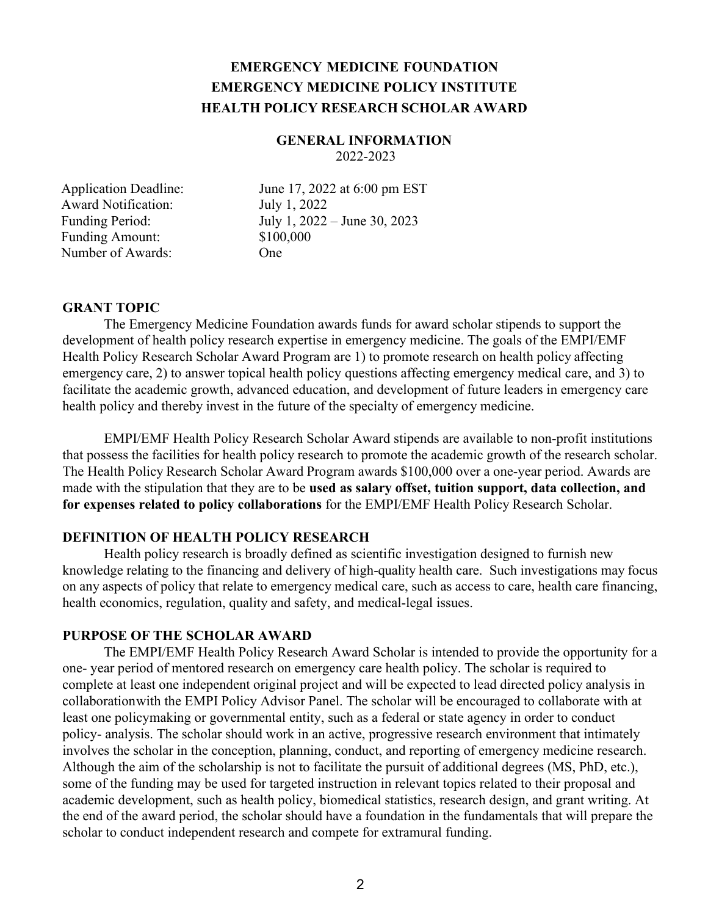# EMERGENCY MEDICINE FOUNDATION
# EMERGENCY MEDICINE POLICY INSTITUTE
# HEALTH POLICY RESEARCH SCHOLAR AWARD

## GENERAL INFORMATION

2022-2023

| | |
|---|---|
| Application Deadline: | June 17, 2022 at 6:00 pm EST |
| Award Notification: | July 1, 2022 |
| Funding Period: | July 1, 2022 – June 30, 2023 |
| Funding Amount: | $100,000 |
| Number of Awards: | One |

### GRANT TOPIC

The Emergency Medicine Foundation awards funds for award scholar stipends to support the development of health policy research expertise in emergency medicine. The goals of the EMPI/EMF Health Policy Research Scholar Award Program are 1) to promote research on health policy affecting emergency care, 2) to answer topical health policy questions affecting emergency medical care, and 3) to facilitate the academic growth, advanced education, and development of future leaders in emergency care health policy and thereby invest in the future of the specialty of emergency medicine.

EMPI/EMF Health Policy Research Scholar Award stipends are available to non-profit institutions that possess the facilities for health policy research to promote the academic growth of the research scholar. The Health Policy Research Scholar Award Program awards $100,000 over a one-year period. Awards are made with the stipulation that they are to be **used as salary offset, tuition support, data collection, and for expenses related to policy collaborations** for the EMPI/EMF Health Policy Research Scholar.

### DEFINITION OF HEALTH POLICY RESEARCH

Health policy research is broadly defined as scientific investigation designed to furnish new knowledge relating to the financing and delivery of high-quality health care. Such investigations may focus on any aspects of policy that relate to emergency medical care, such as access to care, health care financing, health economics, regulation, quality and safety, and medical-legal issues.

### PURPOSE OF THE SCHOLAR AWARD

The EMPI/EMF Health Policy Research Award Scholar is intended to provide the opportunity for a one- year period of mentored research on emergency care health policy. The scholar is required to complete at least one independent original project and will be expected to lead directed policy analysis in collaborationwith the EMPI Policy Advisor Panel. The scholar will be encouraged to collaborate with at least one policymaking or governmental entity, such as a federal or state agency in order to conduct policy- analysis. The scholar should work in an active, progressive research environment that intimately involves the scholar in the conception, planning, conduct, and reporting of emergency medicine research. Although the aim of the scholarship is not to facilitate the pursuit of additional degrees (MS, PhD, etc.), some of the funding may be used for targeted instruction in relevant topics related to their proposal and academic development, such as health policy, biomedical statistics, research design, and grant writing. At the end of the award period, the scholar should have a foundation in the fundamentals that will prepare the scholar to conduct independent research and compete for extramural funding.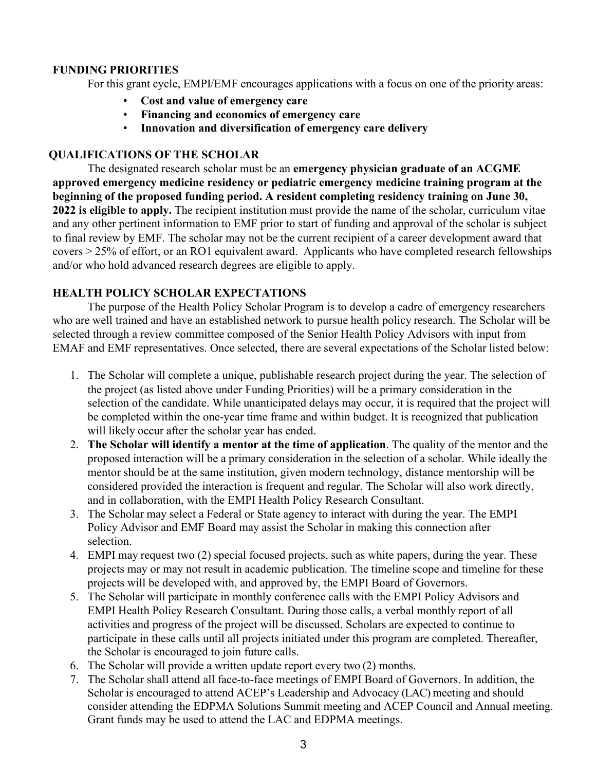## FUNDING PRIORITIES

For this grant cycle, EMPI/EMF encourages applications with a focus on one of the priority areas:

- **Cost and value of emergency care**
- **Financing and economics of emergency care**
- **Innovation and diversification of emergency care delivery**

## QUALIFICATIONS OF THE SCHOLAR

The designated research scholar must be an **emergency physician graduate of an ACGME approved emergency medicine residency or pediatric emergency medicine training program at the beginning of the proposed funding period. A resident completing residency training on June 30, 2022 is eligible to apply.** The recipient institution must provide the name of the scholar, curriculum vitae and any other pertinent information to EMF prior to start of funding and approval of the scholar is subject to final review by EMF. The scholar may not be the current recipient of a career development award that covers > 25% of effort, or an RO1 equivalent award. Applicants who have completed research fellowships and/or who hold advanced research degrees are eligible to apply.

## HEALTH POLICY SCHOLAR EXPECTATIONS

The purpose of the Health Policy Scholar Program is to develop a cadre of emergency researchers who are well trained and have an established network to pursue health policy research. The Scholar will be selected through a review committee composed of the Senior Health Policy Advisors with input from EMAF and EMF representatives. Once selected, there are several expectations of the Scholar listed below:

1. The Scholar will complete a unique, publishable research project during the year. The selection of the project (as listed above under Funding Priorities) will be a primary consideration in the selection of the candidate. While unanticipated delays may occur, it is required that the project will be completed within the one-year time frame and within budget. It is recognized that publication will likely occur after the scholar year has ended.
2. **The Scholar will identify a mentor at the time of application**. The quality of the mentor and the proposed interaction will be a primary consideration in the selection of a scholar. While ideally the mentor should be at the same institution, given modern technology, distance mentorship will be considered provided the interaction is frequent and regular. The Scholar will also work directly, and in collaboration, with the EMPI Health Policy Research Consultant.
3. The Scholar may select a Federal or State agency to interact with during the year. The EMPI Policy Advisor and EMF Board may assist the Scholar in making this connection after selection.
4. EMPI may request two (2) special focused projects, such as white papers, during the year. These projects may or may not result in academic publication. The timeline scope and timeline for these projects will be developed with, and approved by, the EMPI Board of Governors.
5. The Scholar will participate in monthly conference calls with the EMPI Policy Advisors and EMPI Health Policy Research Consultant. During those calls, a verbal monthly report of all activities and progress of the project will be discussed. Scholars are expected to continue to participate in these calls until all projects initiated under this program are completed. Thereafter, the Scholar is encouraged to join future calls.
6. The Scholar will provide a written update report every two (2) months.
7. The Scholar shall attend all face-to-face meetings of EMPI Board of Governors. In addition, the Scholar is encouraged to attend ACEP's Leadership and Advocacy (LAC) meeting and should consider attending the EDPMA Solutions Summit meeting and ACEP Council and Annual meeting. Grant funds may be used to attend the LAC and EDPMA meetings.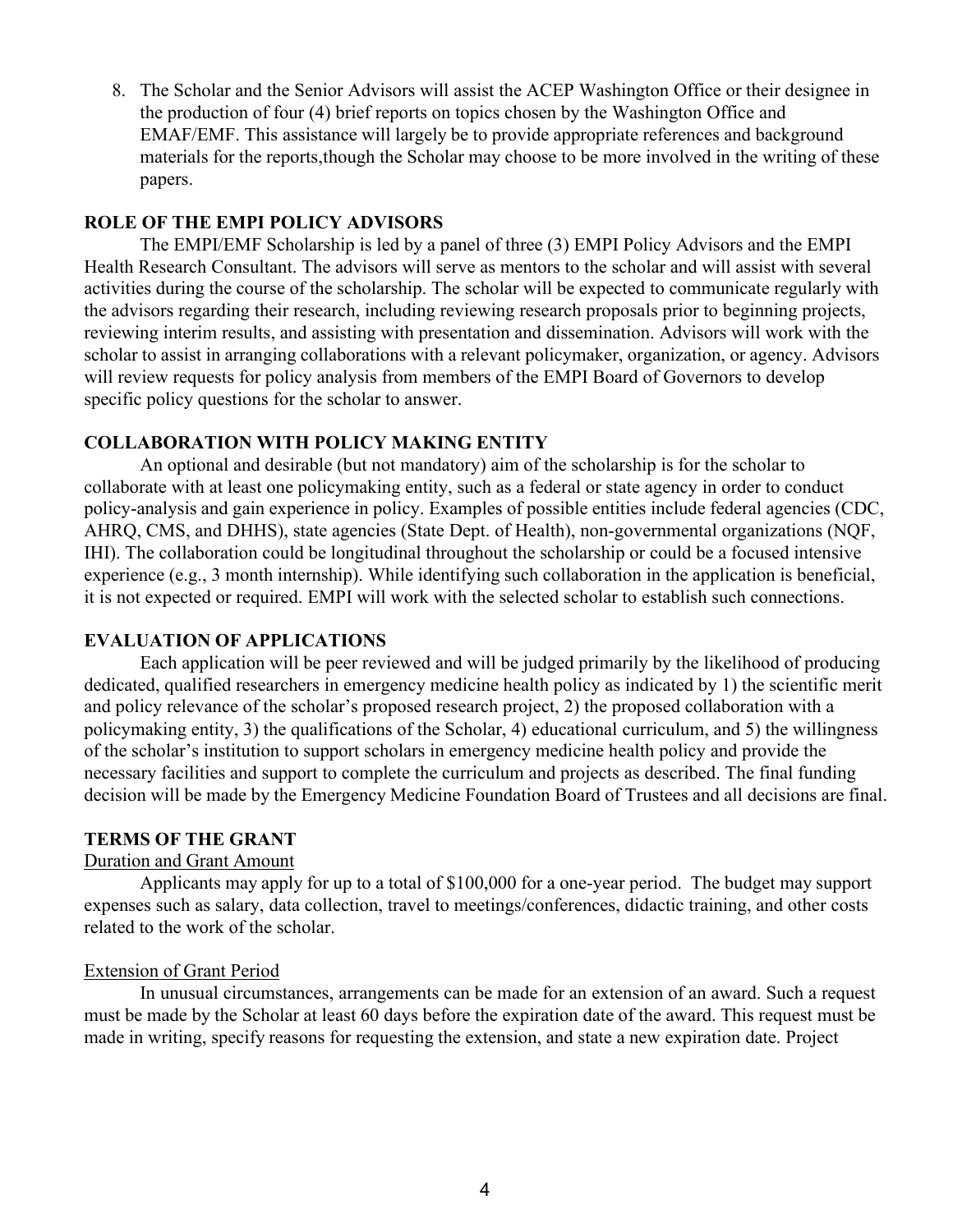8. The Scholar and the Senior Advisors will assist the ACEP Washington Office or their designee in the production of four (4) brief reports on topics chosen by the Washington Office and EMAF/EMF. This assistance will largely be to provide appropriate references and background materials for the reports,though the Scholar may choose to be more involved in the writing of these papers.

**ROLE OF THE EMPI POLICY ADVISORS**

The EMPI/EMF Scholarship is led by a panel of three (3) EMPI Policy Advisors and the EMPI Health Research Consultant. The advisors will serve as mentors to the scholar and will assist with several activities during the course of the scholarship. The scholar will be expected to communicate regularly with the advisors regarding their research, including reviewing research proposals prior to beginning projects, reviewing interim results, and assisting with presentation and dissemination. Advisors will work with the scholar to assist in arranging collaborations with a relevant policymaker, organization, or agency. Advisors will review requests for policy analysis from members of the EMPI Board of Governors to develop specific policy questions for the scholar to answer.

**COLLABORATION WITH POLICY MAKING ENTITY**

An optional and desirable (but not mandatory) aim of the scholarship is for the scholar to collaborate with at least one policymaking entity, such as a federal or state agency in order to conduct policy-analysis and gain experience in policy. Examples of possible entities include federal agencies (CDC, AHRQ, CMS, and DHHS), state agencies (State Dept. of Health), non-governmental organizations (NQF, IHI). The collaboration could be longitudinal throughout the scholarship or could be a focused intensive experience (e.g., 3 month internship). While identifying such collaboration in the application is beneficial, it is not expected or required. EMPI will work with the selected scholar to establish such connections.

**EVALUATION OF APPLICATIONS**

Each application will be peer reviewed and will be judged primarily by the likelihood of producing dedicated, qualified researchers in emergency medicine health policy as indicated by 1) the scientific merit and policy relevance of the scholar's proposed research project, 2) the proposed collaboration with a policymaking entity, 3) the qualifications of the Scholar, 4) educational curriculum, and 5) the willingness of the scholar's institution to support scholars in emergency medicine health policy and provide the necessary facilities and support to complete the curriculum and projects as described. The final funding decision will be made by the Emergency Medicine Foundation Board of Trustees and all decisions are final.

**TERMS OF THE GRANT**

Duration and Grant Amount

Applicants may apply for up to a total of $100,000 for a one-year period. The budget may support expenses such as salary, data collection, travel to meetings/conferences, didactic training, and other costs related to the work of the scholar.

Extension of Grant Period

In unusual circumstances, arrangements can be made for an extension of an award. Such a request must be made by the Scholar at least 60 days before the expiration date of the award. This request must be made in writing, specify reasons for requesting the extension, and state a new expiration date. Project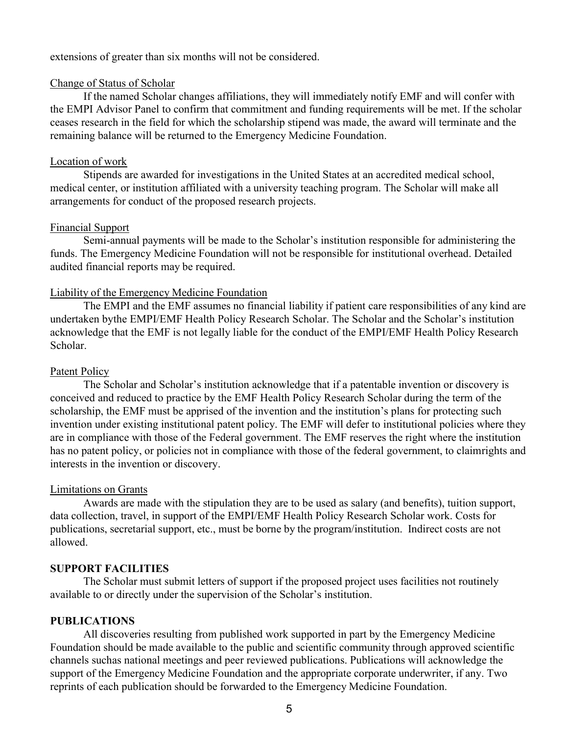extensions of greater than six months will not be considered.

Change of Status of Scholar

If the named Scholar changes affiliations, they will immediately notify EMF and will confer with the EMPI Advisor Panel to confirm that commitment and funding requirements will be met. If the scholar ceases research in the field for which the scholarship stipend was made, the award will terminate and the remaining balance will be returned to the Emergency Medicine Foundation.

Location of work

Stipends are awarded for investigations in the United States at an accredited medical school, medical center, or institution affiliated with a university teaching program. The Scholar will make all arrangements for conduct of the proposed research projects.

Financial Support

Semi-annual payments will be made to the Scholar's institution responsible for administering the funds. The Emergency Medicine Foundation will not be responsible for institutional overhead. Detailed audited financial reports may be required.

Liability of the Emergency Medicine Foundation

The EMPI and the EMF assumes no financial liability if patient care responsibilities of any kind are undertaken bythe EMPI/EMF Health Policy Research Scholar. The Scholar and the Scholar's institution acknowledge that the EMF is not legally liable for the conduct of the EMPI/EMF Health Policy Research Scholar.

Patent Policy

The Scholar and Scholar's institution acknowledge that if a patentable invention or discovery is conceived and reduced to practice by the EMF Health Policy Research Scholar during the term of the scholarship, the EMF must be apprised of the invention and the institution's plans for protecting such invention under existing institutional patent policy. The EMF will defer to institutional policies where they are in compliance with those of the Federal government. The EMF reserves the right where the institution has no patent policy, or policies not in compliance with those of the federal government, to claimrights and interests in the invention or discovery.

Limitations on Grants

Awards are made with the stipulation they are to be used as salary (and benefits), tuition support, data collection, travel, in support of the EMPI/EMF Health Policy Research Scholar work. Costs for publications, secretarial support, etc., must be borne by the program/institution. Indirect costs are not allowed.

**SUPPORT FACILITIES**

The Scholar must submit letters of support if the proposed project uses facilities not routinely available to or directly under the supervision of the Scholar's institution.

**PUBLICATIONS**

All discoveries resulting from published work supported in part by the Emergency Medicine Foundation should be made available to the public and scientific community through approved scientific channels suchas national meetings and peer reviewed publications. Publications will acknowledge the support of the Emergency Medicine Foundation and the appropriate corporate underwriter, if any. Two reprints of each publication should be forwarded to the Emergency Medicine Foundation.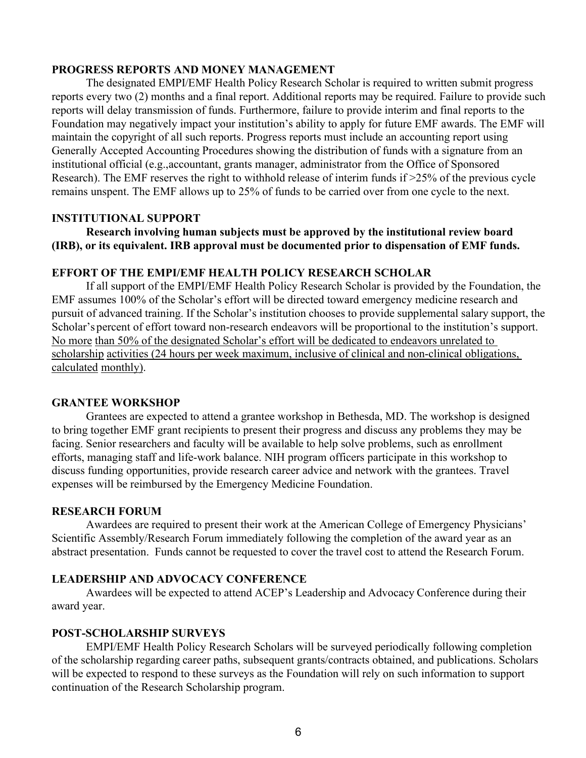## PROGRESS REPORTS AND MONEY MANAGEMENT

The designated EMPI/EMF Health Policy Research Scholar is required to written submit progress reports every two (2) months and a final report. Additional reports may be required. Failure to provide such reports will delay transmission of funds. Furthermore, failure to provide interim and final reports to the Foundation may negatively impact your institution's ability to apply for future EMF awards. The EMF will maintain the copyright of all such reports. Progress reports must include an accounting report using Generally Accepted Accounting Procedures showing the distribution of funds with a signature from an institutional official (e.g.,accountant, grants manager, administrator from the Office of Sponsored Research). The EMF reserves the right to withhold release of interim funds if >25% of the previous cycle remains unspent. The EMF allows up to 25% of funds to be carried over from one cycle to the next.

## INSTITUTIONAL SUPPORT

**Research involving human subjects must be approved by the institutional review board (IRB), or its equivalent. IRB approval must be documented prior to dispensation of EMF funds.**

## EFFORT OF THE EMPI/EMF HEALTH POLICY RESEARCH SCHOLAR

If all support of the EMPI/EMF Health Policy Research Scholar is provided by the Foundation, the EMF assumes 100% of the Scholar's effort will be directed toward emergency medicine research and pursuit of advanced training. If the Scholar's institution chooses to provide supplemental salary support, the Scholar's percent of effort toward non-research endeavors will be proportional to the institution's support. <u>No more than 50% of the designated Scholar's effort will be dedicated to endeavors unrelated to scholarship activities (24 hours per week maximum, inclusive of clinical and non-clinical obligations, calculated monthly)</u>.

## GRANTEE WORKSHOP

Grantees are expected to attend a grantee workshop in Bethesda, MD. The workshop is designed to bring together EMF grant recipients to present their progress and discuss any problems they may be facing. Senior researchers and faculty will be available to help solve problems, such as enrollment efforts, managing staff and life-work balance. NIH program officers participate in this workshop to discuss funding opportunities, provide research career advice and network with the grantees. Travel expenses will be reimbursed by the Emergency Medicine Foundation.

## RESEARCH FORUM

Awardees are required to present their work at the American College of Emergency Physicians' Scientific Assembly/Research Forum immediately following the completion of the award year as an abstract presentation. Funds cannot be requested to cover the travel cost to attend the Research Forum.

## LEADERSHIP AND ADVOCACY CONFERENCE

Awardees will be expected to attend ACEP's Leadership and Advocacy Conference during their award year.

## POST-SCHOLARSHIP SURVEYS

EMPI/EMF Health Policy Research Scholars will be surveyed periodically following completion of the scholarship regarding career paths, subsequent grants/contracts obtained, and publications. Scholars will be expected to respond to these surveys as the Foundation will rely on such information to support continuation of the Research Scholarship program.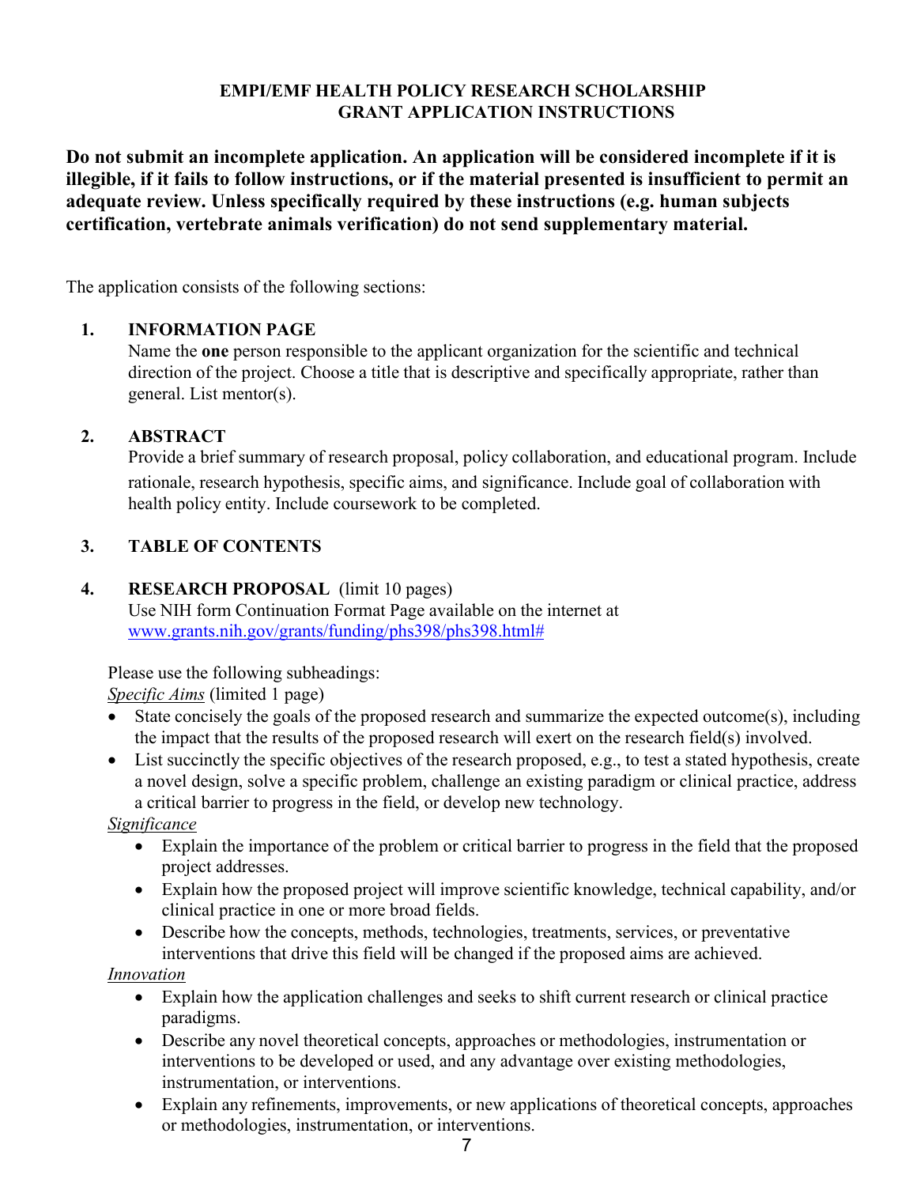# EMPI/EMF HEALTH POLICY RESEARCH SCHOLARSHIP
## GRANT APPLICATION INSTRUCTIONS

**Do not submit an incomplete application. An application will be considered incomplete if it is illegible, if it fails to follow instructions, or if the material presented is insufficient to permit an adequate review. Unless specifically required by these instructions (e.g. human subjects certification, vertebrate animals verification) do not send supplementary material.**

The application consists of the following sections:

1. **INFORMATION PAGE**
   Name the **one** person responsible to the applicant organization for the scientific and technical direction of the project. Choose a title that is descriptive and specifically appropriate, rather than general. List mentor(s).

2. **ABSTRACT**
   Provide a brief summary of research proposal, policy collaboration, and educational program. Include rationale, research hypothesis, specific aims, and significance. Include goal of collaboration with health policy entity. Include coursework to be completed.

3. **TABLE OF CONTENTS**

4. **RESEARCH PROPOSAL** (limit 10 pages)
   Use NIH form Continuation Format Page available on the internet at [www.grants.nih.gov/grants/funding/phs398/phs398.html#](www.grants.nih.gov/grants/funding/phs398/phs398.html#)

   Please use the following subheadings:

   *Specific Aims* (limited 1 page)

   - State concisely the goals of the proposed research and summarize the expected outcome(s), including the impact that the results of the proposed research will exert on the research field(s) involved.
   - List succinctly the specific objectives of the research proposed, e.g., to test a stated hypothesis, create a novel design, solve a specific problem, challenge an existing paradigm or clinical practice, address a critical barrier to progress in the field, or develop new technology.

   *Significance*

   - Explain the importance of the problem or critical barrier to progress in the field that the proposed project addresses.
   - Explain how the proposed project will improve scientific knowledge, technical capability, and/or clinical practice in one or more broad fields.
   - Describe how the concepts, methods, technologies, treatments, services, or preventative interventions that drive this field will be changed if the proposed aims are achieved.

   *Innovation*

   - Explain how the application challenges and seeks to shift current research or clinical practice paradigms.
   - Describe any novel theoretical concepts, approaches or methodologies, instrumentation or interventions to be developed or used, and any advantage over existing methodologies, instrumentation, or interventions.
   - Explain any refinements, improvements, or new applications of theoretical concepts, approaches or methodologies, instrumentation, or interventions.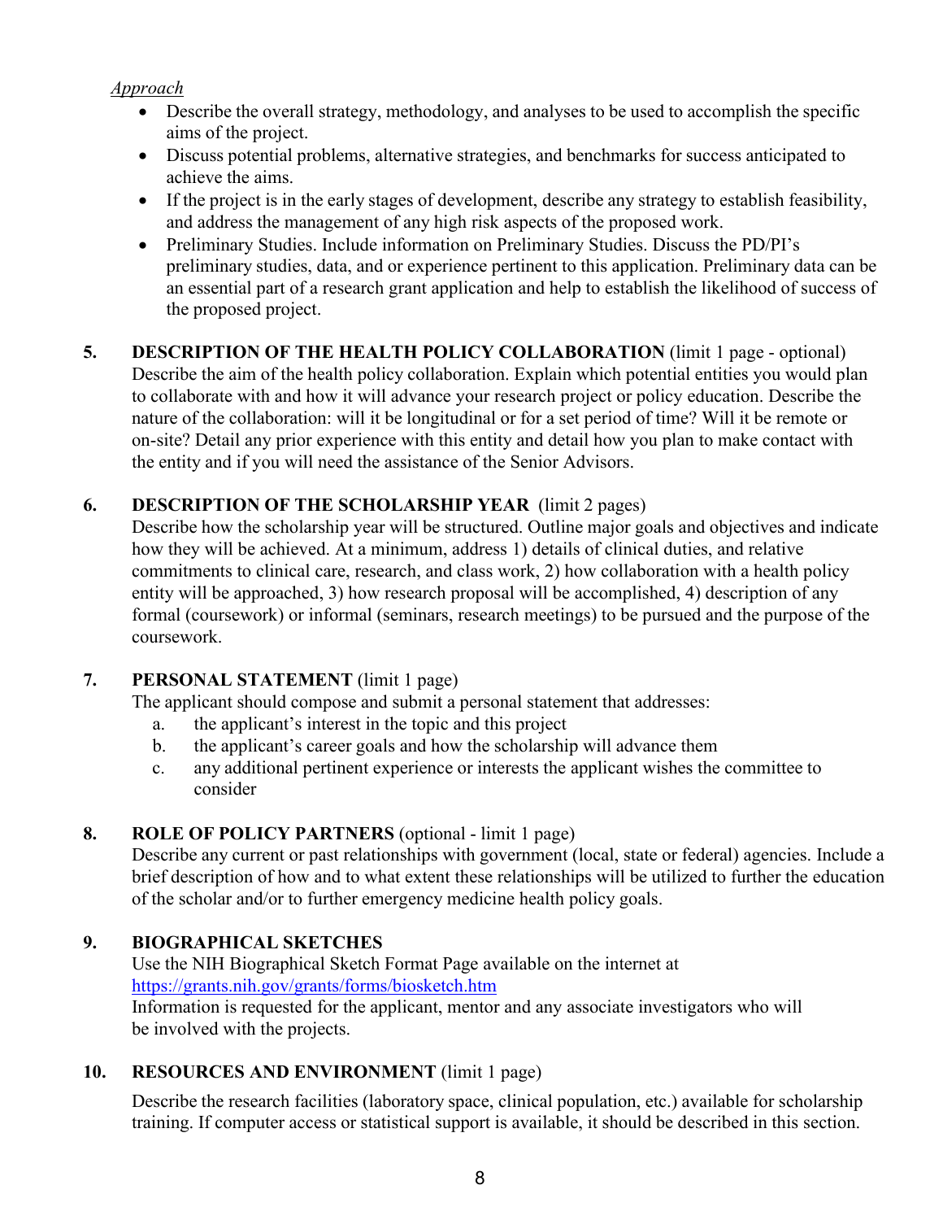*Approach*

- Describe the overall strategy, methodology, and analyses to be used to accomplish the specific aims of the project.
- Discuss potential problems, alternative strategies, and benchmarks for success anticipated to achieve the aims.
- If the project is in the early stages of development, describe any strategy to establish feasibility, and address the management of any high risk aspects of the proposed work.
- Preliminary Studies. Include information on Preliminary Studies. Discuss the PD/PI's preliminary studies, data, and or experience pertinent to this application. Preliminary data can be an essential part of a research grant application and help to establish the likelihood of success of the proposed project.

**5. DESCRIPTION OF THE HEALTH POLICY COLLABORATION** (limit 1 page - optional)
Describe the aim of the health policy collaboration. Explain which potential entities you would plan to collaborate with and how it will advance your research project or policy education. Describe the nature of the collaboration: will it be longitudinal or for a set period of time? Will it be remote or on-site? Detail any prior experience with this entity and detail how you plan to make contact with the entity and if you will need the assistance of the Senior Advisors.

**6. DESCRIPTION OF THE SCHOLARSHIP YEAR** (limit 2 pages)
Describe how the scholarship year will be structured. Outline major goals and objectives and indicate how they will be achieved. At a minimum, address 1) details of clinical duties, and relative commitments to clinical care, research, and class work, 2) how collaboration with a health policy entity will be approached, 3) how research proposal will be accomplished, 4) description of any formal (coursework) or informal (seminars, research meetings) to be pursued and the purpose of the coursework.

**7. PERSONAL STATEMENT** (limit 1 page)
The applicant should compose and submit a personal statement that addresses:

a. the applicant's interest in the topic and this project
b. the applicant's career goals and how the scholarship will advance them
c. any additional pertinent experience or interests the applicant wishes the committee to consider

**8. ROLE OF POLICY PARTNERS** (optional - limit 1 page)
Describe any current or past relationships with government (local, state or federal) agencies. Include a brief description of how and to what extent these relationships will be utilized to further the education of the scholar and/or to further emergency medicine health policy goals.

**9. BIOGRAPHICAL SKETCHES**
Use the NIH Biographical Sketch Format Page available on the internet at [https://grants.nih.gov/grants/forms/biosketch.htm](https://grants.nih.gov/grants/forms/biosketch.htm)
Information is requested for the applicant, mentor and any associate investigators who will be involved with the projects.

**10. RESOURCES AND ENVIRONMENT** (limit 1 page)

Describe the research facilities (laboratory space, clinical population, etc.) available for scholarship training. If computer access or statistical support is available, it should be described in this section.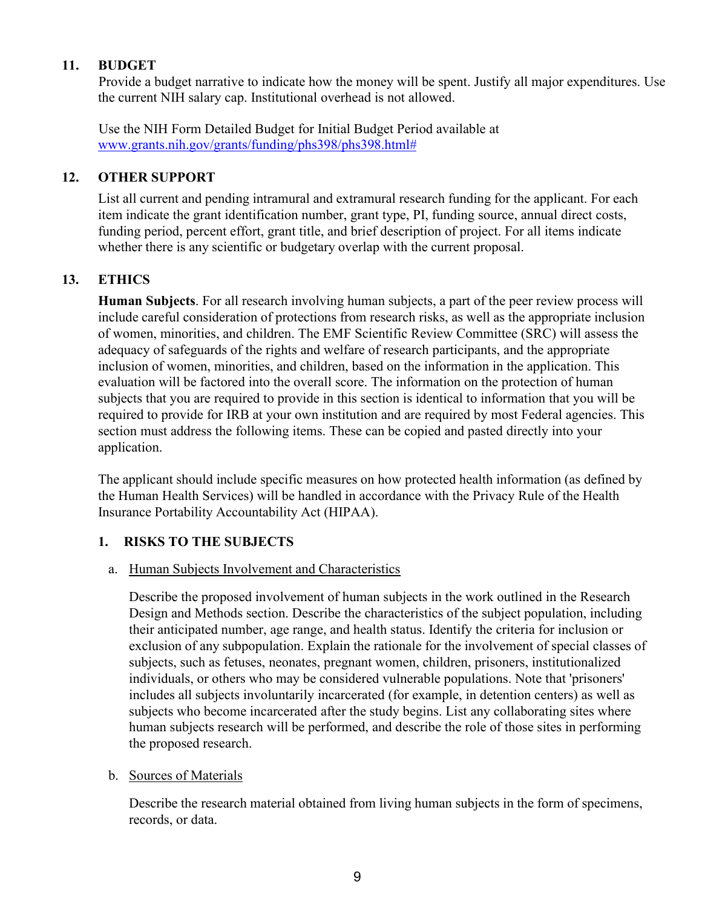## 11. BUDGET

Provide a budget narrative to indicate how the money will be spent. Justify all major expenditures. Use the current NIH salary cap. Institutional overhead is not allowed.

Use the NIH Form Detailed Budget for Initial Budget Period available at [www.grants.nih.gov/grants/funding/phs398/phs398.html#](www.grants.nih.gov/grants/funding/phs398/phs398.html#)

## 12. OTHER SUPPORT

List all current and pending intramural and extramural research funding for the applicant. For each item indicate the grant identification number, grant type, PI, funding source, annual direct costs, funding period, percent effort, grant title, and brief description of project. For all items indicate whether there is any scientific or budgetary overlap with the current proposal.

## 13. ETHICS

**Human Subjects**. For all research involving human subjects, a part of the peer review process will include careful consideration of protections from research risks, as well as the appropriate inclusion of women, minorities, and children. The EMF Scientific Review Committee (SRC) will assess the adequacy of safeguards of the rights and welfare of research participants, and the appropriate inclusion of women, minorities, and children, based on the information in the application. This evaluation will be factored into the overall score. The information on the protection of human subjects that you are required to provide in this section is identical to information that you will be required to provide for IRB at your own institution and are required by most Federal agencies. This section must address the following items. These can be copied and pasted directly into your application.

The applicant should include specific measures on how protected health information (as defined by the Human Health Services) will be handled in accordance with the Privacy Rule of the Health Insurance Portability Accountability Act (HIPAA).

### 1. RISKS TO THE SUBJECTS

a. Human Subjects Involvement and Characteristics

Describe the proposed involvement of human subjects in the work outlined in the Research Design and Methods section. Describe the characteristics of the subject population, including their anticipated number, age range, and health status. Identify the criteria for inclusion or exclusion of any subpopulation. Explain the rationale for the involvement of special classes of subjects, such as fetuses, neonates, pregnant women, children, prisoners, institutionalized individuals, or others who may be considered vulnerable populations. Note that 'prisoners' includes all subjects involuntarily incarcerated (for example, in detention centers) as well as subjects who become incarcerated after the study begins. List any collaborating sites where human subjects research will be performed, and describe the role of those sites in performing the proposed research.

b. Sources of Materials

Describe the research material obtained from living human subjects in the form of specimens, records, or data.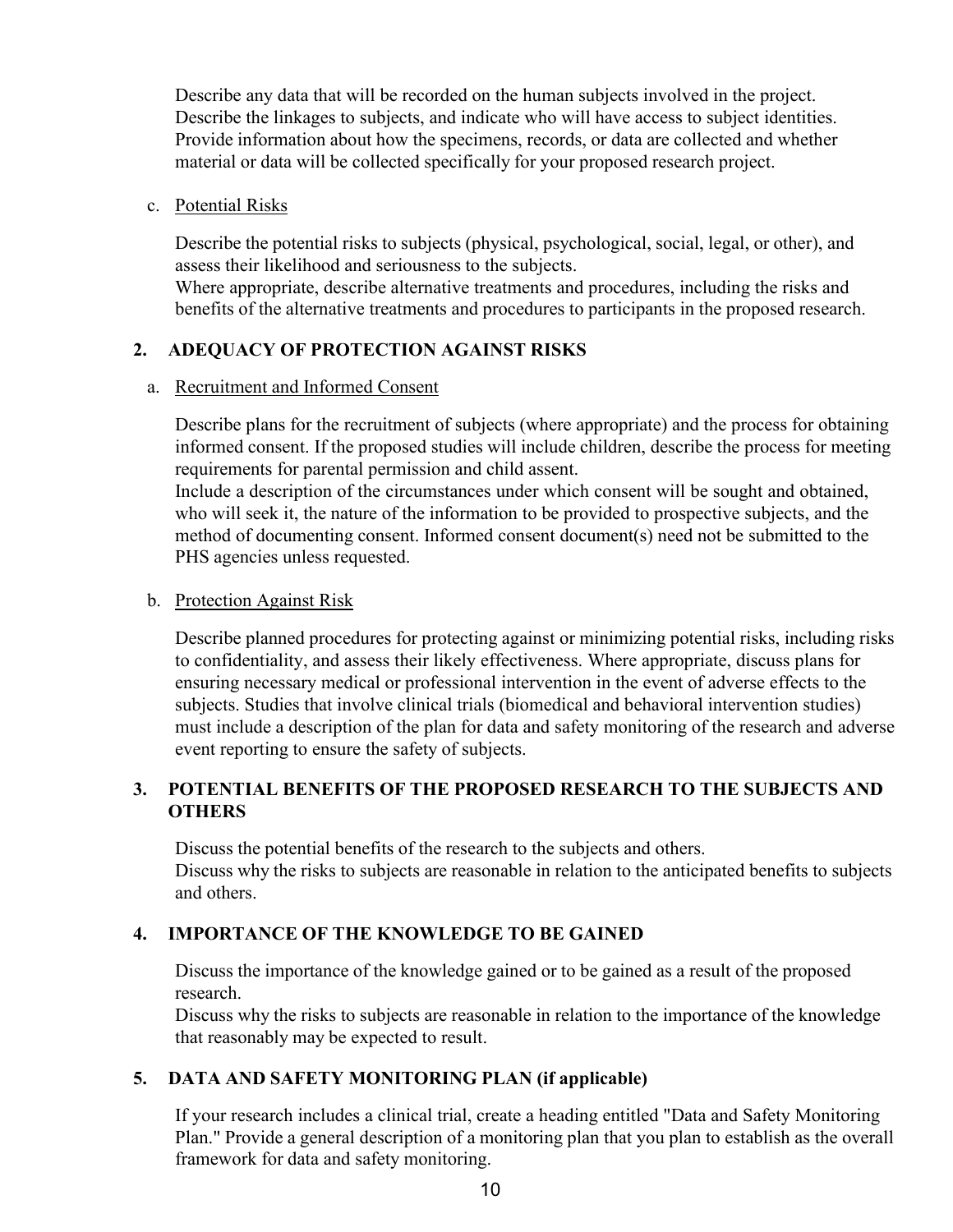Describe any data that will be recorded on the human subjects involved in the project. Describe the linkages to subjects, and indicate who will have access to subject identities. Provide information about how the specimens, records, or data are collected and whether material or data will be collected specifically for your proposed research project.

c. Potential Risks

Describe the potential risks to subjects (physical, psychological, social, legal, or other), and assess their likelihood and seriousness to the subjects.
Where appropriate, describe alternative treatments and procedures, including the risks and benefits of the alternative treatments and procedures to participants in the proposed research.

## 2. ADEQUACY OF PROTECTION AGAINST RISKS

a. Recruitment and Informed Consent

Describe plans for the recruitment of subjects (where appropriate) and the process for obtaining informed consent. If the proposed studies will include children, describe the process for meeting requirements for parental permission and child assent.
Include a description of the circumstances under which consent will be sought and obtained, who will seek it, the nature of the information to be provided to prospective subjects, and the method of documenting consent. Informed consent document(s) need not be submitted to the PHS agencies unless requested.

b. Protection Against Risk

Describe planned procedures for protecting against or minimizing potential risks, including risks to confidentiality, and assess their likely effectiveness. Where appropriate, discuss plans for ensuring necessary medical or professional intervention in the event of adverse effects to the subjects. Studies that involve clinical trials (biomedical and behavioral intervention studies) must include a description of the plan for data and safety monitoring of the research and adverse event reporting to ensure the safety of subjects.

## 3. POTENTIAL BENEFITS OF THE PROPOSED RESEARCH TO THE SUBJECTS AND OTHERS

Discuss the potential benefits of the research to the subjects and others.
Discuss why the risks to subjects are reasonable in relation to the anticipated benefits to subjects and others.

## 4. IMPORTANCE OF THE KNOWLEDGE TO BE GAINED

Discuss the importance of the knowledge gained or to be gained as a result of the proposed research.
Discuss why the risks to subjects are reasonable in relation to the importance of the knowledge that reasonably may be expected to result.

## 5. DATA AND SAFETY MONITORING PLAN (if applicable)

If your research includes a clinical trial, create a heading entitled "Data and Safety Monitoring Plan." Provide a general description of a monitoring plan that you plan to establish as the overall framework for data and safety monitoring.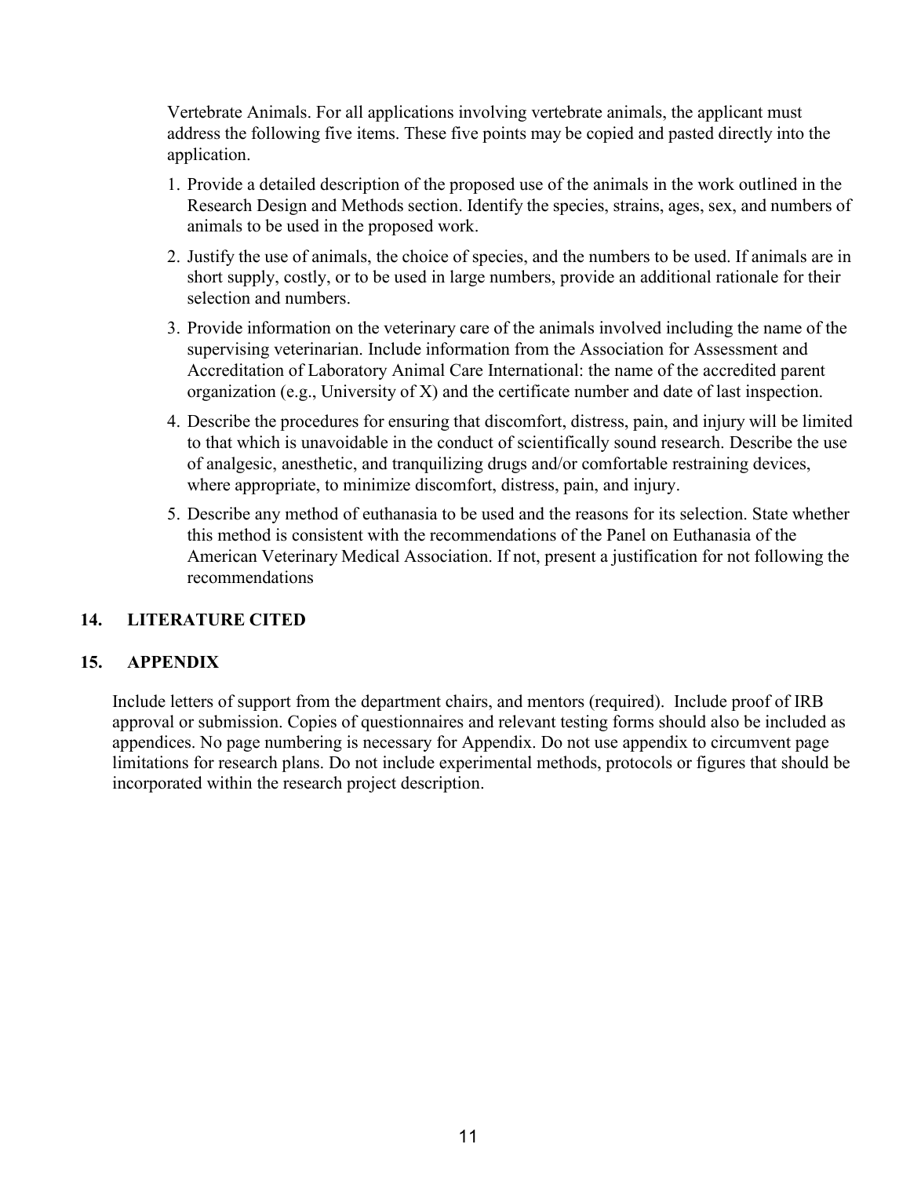Vertebrate Animals. For all applications involving vertebrate animals, the applicant must address the following five items. These five points may be copied and pasted directly into the application.

1. Provide a detailed description of the proposed use of the animals in the work outlined in the Research Design and Methods section. Identify the species, strains, ages, sex, and numbers of animals to be used in the proposed work.
2. Justify the use of animals, the choice of species, and the numbers to be used. If animals are in short supply, costly, or to be used in large numbers, provide an additional rationale for their selection and numbers.
3. Provide information on the veterinary care of the animals involved including the name of the supervising veterinarian. Include information from the Association for Assessment and Accreditation of Laboratory Animal Care International: the name of the accredited parent organization (e.g., University of X) and the certificate number and date of last inspection.
4. Describe the procedures for ensuring that discomfort, distress, pain, and injury will be limited to that which is unavoidable in the conduct of scientifically sound research. Describe the use of analgesic, anesthetic, and tranquilizing drugs and/or comfortable restraining devices, where appropriate, to minimize discomfort, distress, pain, and injury.
5. Describe any method of euthanasia to be used and the reasons for its selection. State whether this method is consistent with the recommendations of the Panel on Euthanasia of the American Veterinary Medical Association. If not, present a justification for not following the recommendations

## 14. LITERATURE CITED

## 15. APPENDIX

Include letters of support from the department chairs, and mentors (required). Include proof of IRB approval or submission. Copies of questionnaires and relevant testing forms should also be included as appendices. No page numbering is necessary for Appendix. Do not use appendix to circumvent page limitations for research plans. Do not include experimental methods, protocols or figures that should be incorporated within the research project description.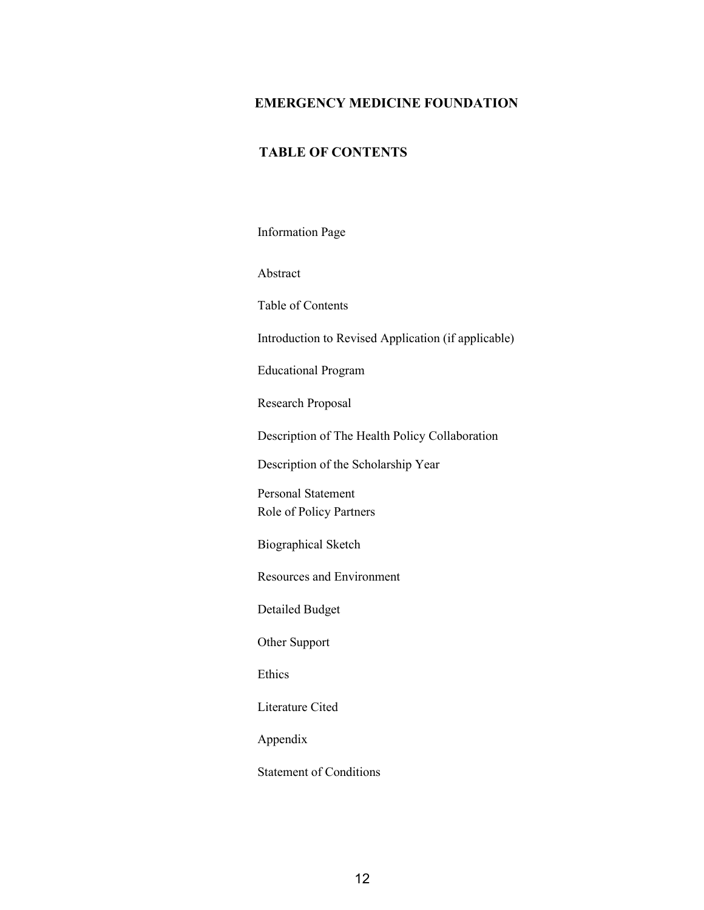**EMERGENCY MEDICINE FOUNDATION**

**TABLE OF CONTENTS**

Information Page

Abstract

Table of Contents

Introduction to Revised Application (if applicable)

Educational Program

Research Proposal

Description of The Health Policy Collaboration

Description of the Scholarship Year

Personal Statement

Role of Policy Partners

Biographical Sketch

Resources and Environment

Detailed Budget

Other Support

Ethics

Literature Cited

Appendix

Statement of Conditions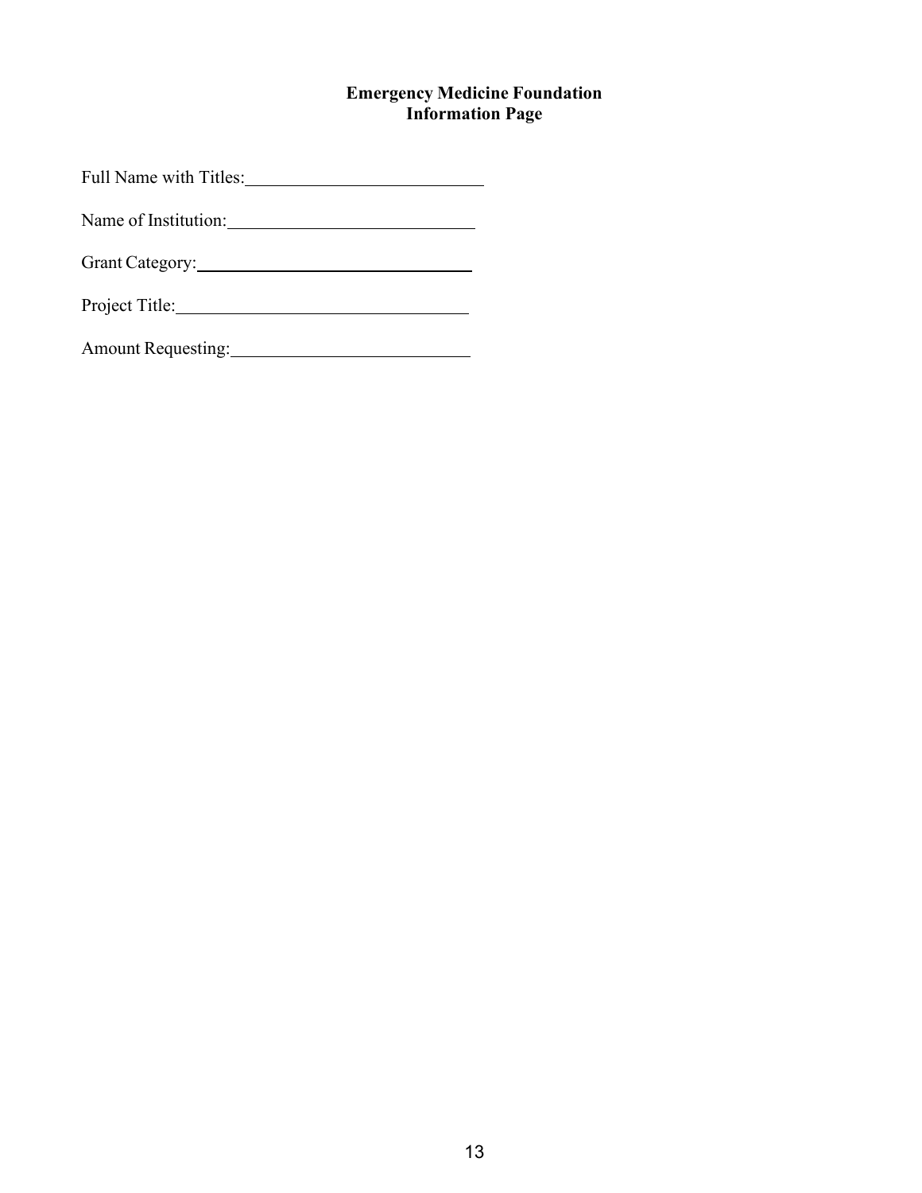**Emergency Medicine Foundation**
**Information Page**

Full Name with Titles: ___________________________

Name of Institution: ___________________________

Grant Category: ___________________________

Project Title: ___________________________

Amount Requesting: ___________________________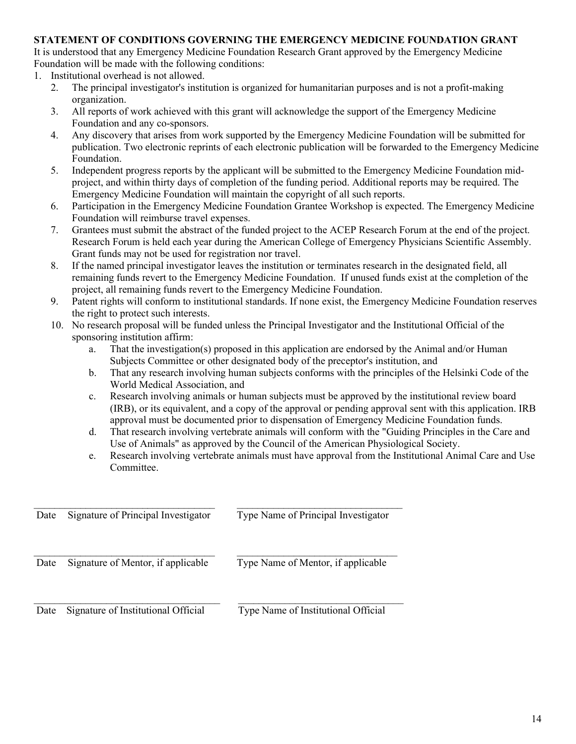**STATEMENT OF CONDITIONS GOVERNING THE EMERGENCY MEDICINE FOUNDATION GRANT**

It is understood that any Emergency Medicine Foundation Research Grant approved by the Emergency Medicine Foundation will be made with the following conditions:

1. Institutional overhead is not allowed.
2. The principal investigator's institution is organized for humanitarian purposes and is not a profit-making organization.
3. All reports of work achieved with this grant will acknowledge the support of the Emergency Medicine Foundation and any co-sponsors.
4. Any discovery that arises from work supported by the Emergency Medicine Foundation will be submitted for publication. Two electronic reprints of each electronic publication will be forwarded to the Emergency Medicine Foundation.
5. Independent progress reports by the applicant will be submitted to the Emergency Medicine Foundation mid-project, and within thirty days of completion of the funding period. Additional reports may be required. The Emergency Medicine Foundation will maintain the copyright of all such reports.
6. Participation in the Emergency Medicine Foundation Grantee Workshop is expected. The Emergency Medicine Foundation will reimburse travel expenses.
7. Grantees must submit the abstract of the funded project to the ACEP Research Forum at the end of the project. Research Forum is held each year during the American College of Emergency Physicians Scientific Assembly. Grant funds may not be used for registration nor travel.
8. If the named principal investigator leaves the institution or terminates research in the designated field, all remaining funds revert to the Emergency Medicine Foundation. If unused funds exist at the completion of the project, all remaining funds revert to the Emergency Medicine Foundation.
9. Patent rights will conform to institutional standards. If none exist, the Emergency Medicine Foundation reserves the right to protect such interests.
10. No research proposal will be funded unless the Principal Investigator and the Institutional Official of the sponsoring institution affirm:
    a. That the investigation(s) proposed in this application are endorsed by the Animal and/or Human Subjects Committee or other designated body of the preceptor's institution, and
    b. That any research involving human subjects conforms with the principles of the Helsinki Code of the World Medical Association, and
    c. Research involving animals or human subjects must be approved by the institutional review board (IRB), or its equivalent, and a copy of the approval or pending approval sent with this application. IRB approval must be documented prior to dispensation of Emergency Medicine Foundation funds.
    d. That research involving vertebrate animals will conform with the "Guiding Principles in the Care and Use of Animals" as approved by the Council of the American Physiological Society.
    e. Research involving vertebrate animals must have approval from the Institutional Animal Care and Use Committee.

\_\_\_\_\_\_\_\_\_\_\_\_\_\_\_\_\_\_\_\_\_\_\_\_\_\_\_\_\_\_\_\_\_\_\_\_ \_\_\_\_\_\_\_\_\_\_\_\_\_\_\_\_\_\_\_\_\_\_\_\_\_\_\_\_\_\_\_\_\_

Date Signature of Principal Investigator Type Name of Principal Investigator

\_\_\_\_\_\_\_\_\_\_\_\_\_\_\_\_\_\_\_\_\_\_\_\_\_\_\_\_\_\_\_\_\_\_\_\_ \_\_\_\_\_\_\_\_\_\_\_\_\_\_\_\_\_\_\_\_\_\_\_\_\_\_\_\_\_\_\_\_\_

Date Signature of Mentor, if applicable Type Name of Mentor, if applicable

\_\_\_\_\_\_\_\_\_\_\_\_\_\_\_\_\_\_\_\_\_\_\_\_\_\_\_\_\_\_\_\_\_\_\_\_ \_\_\_\_\_\_\_\_\_\_\_\_\_\_\_\_\_\_\_\_\_\_\_\_\_\_\_\_\_\_\_\_\_

Date Signature of Institutional Official Type Name of Institutional Official